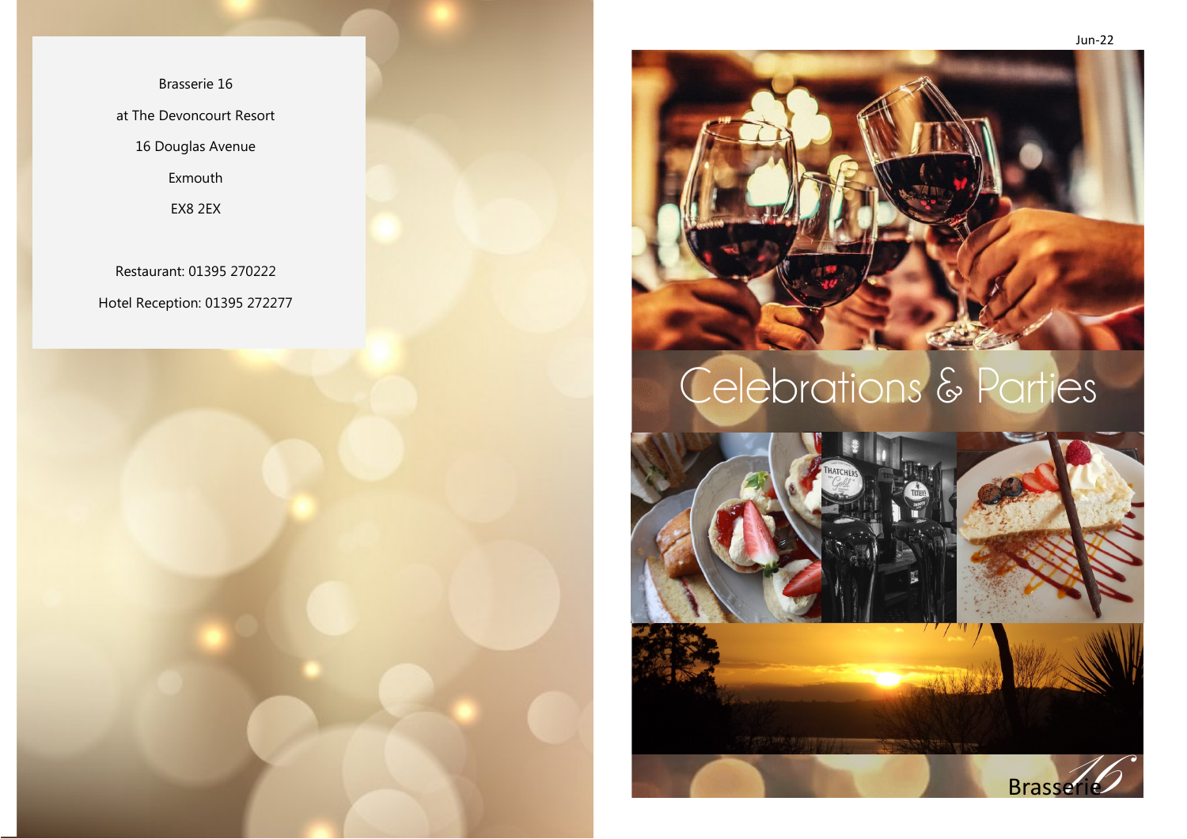Brasserie 16

at The Devoncourt Resort

16 Douglas Avenue

Exmouth

EX8 2EX

Restaurant: 01395 270222

Hotel Reception: 01395 272277

Jun-22

# Celebrations & Parties

Brasserie 16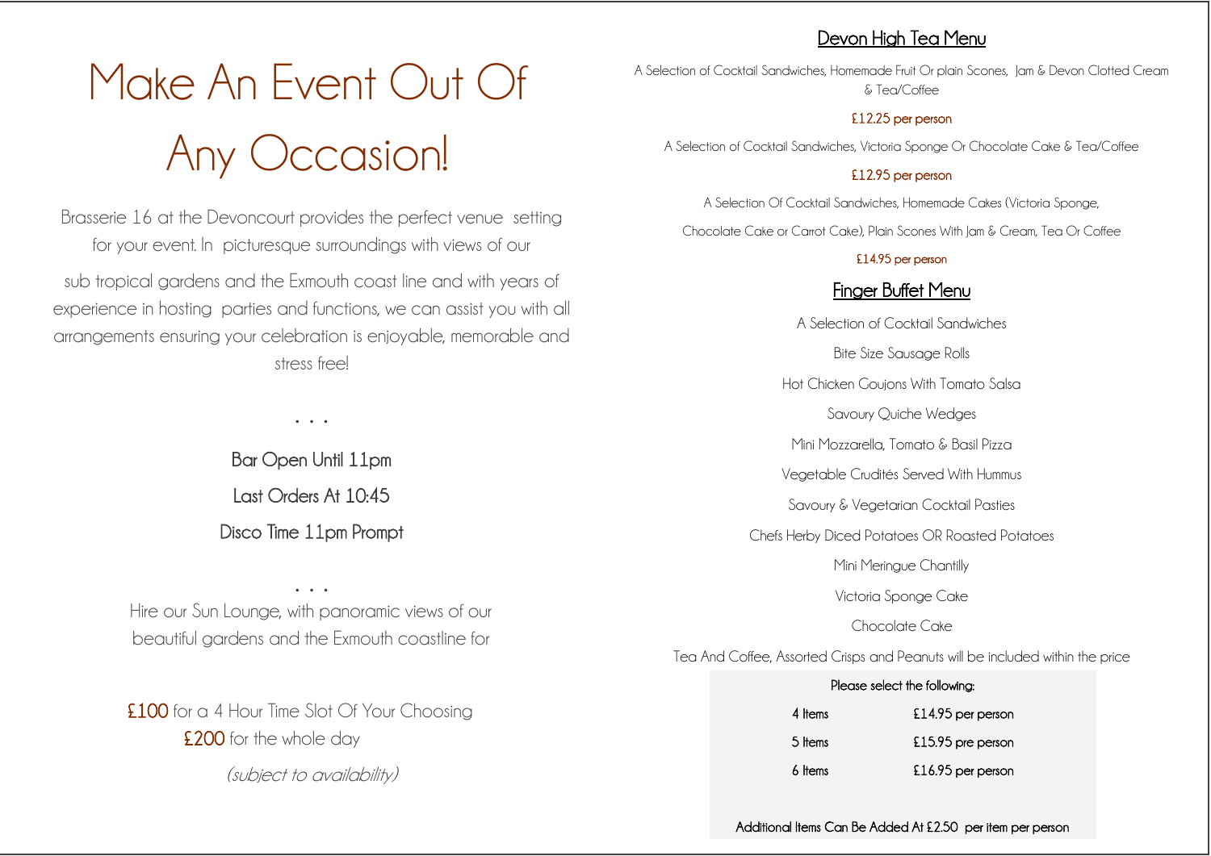# Make An Event Out Of Any Occasion!

Brasserie 16 at the Devoncourt provides the perfect venue setting for your event. In picturesque surroundings with views of our sub tropical gardens and the Exmouth coast line and with years of experience in hosting parties and functions, we can assist you with all arrangements ensuring your celebration is enjoyable, memorable and stress free!

. . .

Bar Open Until 11pm

Last Orders At 10:45

Disco Time 11pm Prompt

. . .

Hire our Sun Lounge, with panoramic views of our beautiful gardens and the Exmouth coastline for

£100 for a 4 Hour Time Slot Of Your Choosing
£200 for the whole day

*(subject to availability)*

## Devon High Tea Menu

A Selection of Cocktail Sandwiches, Homemade Fruit Or plain Scones, Jam & Devon Clotted Cream & Tea/Coffee

£12.25 per person

A Selection of Cocktail Sandwiches, Victoria Sponge Or Chocolate Cake & Tea/Coffee

£12.95 per person

A Selection Of Cocktail Sandwiches, Homemade Cakes (Victoria Sponge, Chocolate Cake or Carrot Cake), Plain Scones With Jam & Cream, Tea Or Coffee

£14.95 per person

## Finger Buffet Menu

A Selection of Cocktail Sandwiches

Bite Size Sausage Rolls

Hot Chicken Goujons With Tomato Salsa

Savoury Quiche Wedges

Mini Mozzarella, Tomato & Basil Pizza

Vegetable Crudités Served With Hummus

Savoury & Vegetarian Cocktail Pasties

Chefs Herby Diced Potatoes OR Roasted Potatoes

Mini Meringue Chantilly

Victoria Sponge Cake

Chocolate Cake

Tea And Coffee, Assorted Crisps and Peanuts will be included within the price

Please select the following:

| | |
|---|---|
| 4 Items | £14.95 per person |
| 5 Items | £15.95 pre person |
| 6 Items | £16.95 per person |

Additional Items Can Be Added At £2.50 per item per person